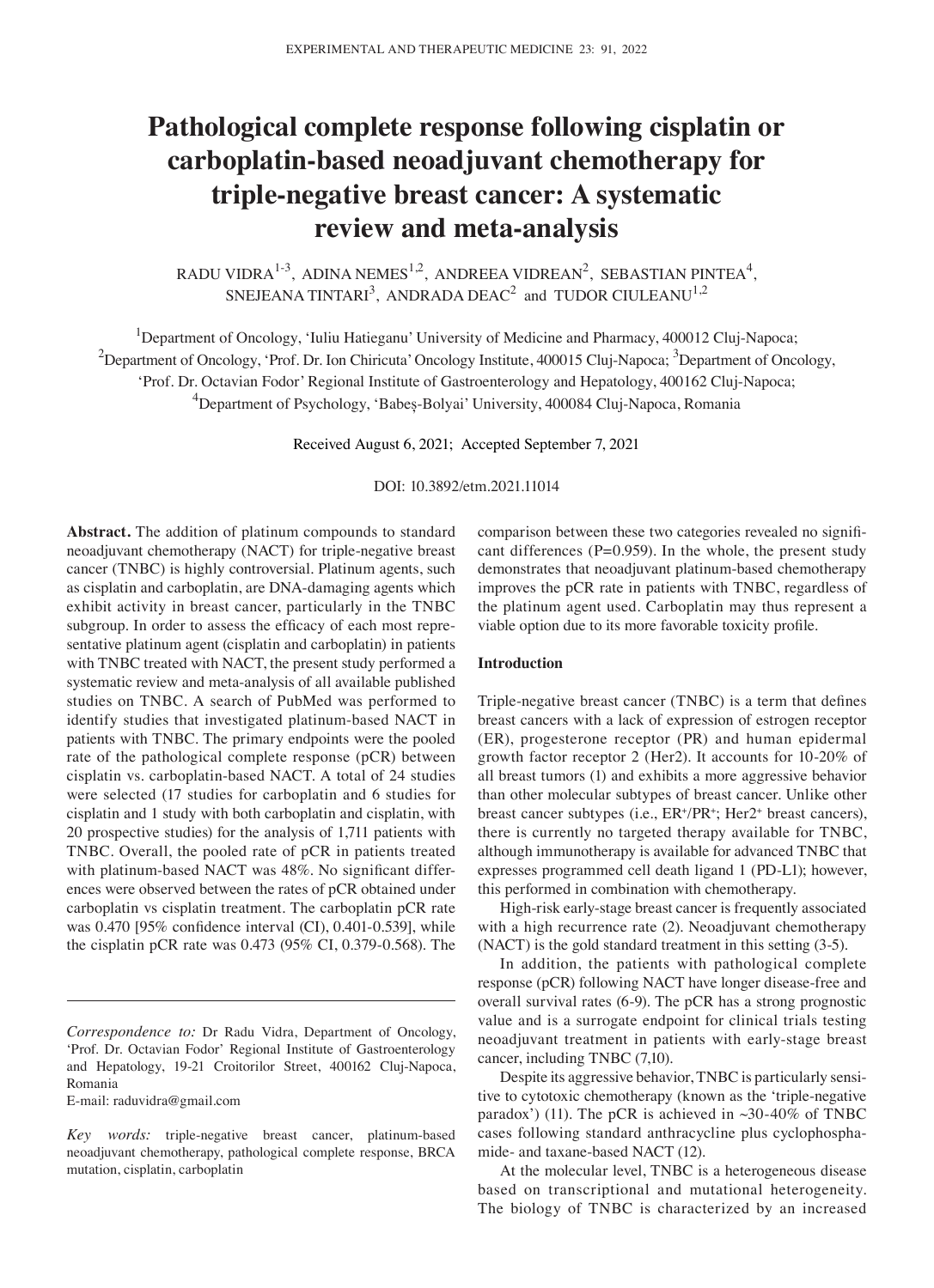# Pathological complete response following cisplatin or carboplatin-based neoadjuvant chemotherapy for triple-negative breast cancer: A systematic review and meta-analysis

RADU VIDRA[1-3], ADINA NEMES[1,2], ANDREEA VIDREAN[2], SEBASTIAN PINTEA[4], SNEJEANA TINTARI[3], ANDRADA DEAC[2] and TUDOR CIULEANU[1,2]

[1]Department of Oncology, 'Iuliu Hatieganu' University of Medicine and Pharmacy, 400012 Cluj-Napoca; [2]Department of Oncology, 'Prof. Dr. Ion Chiricuta' Oncology Institute, 400015 Cluj-Napoca; [3]Department of Oncology, 'Prof. Dr. Octavian Fodor' Regional Institute of Gastroenterology and Hepatology, 400162 Cluj-Napoca; [4]Department of Psychology, 'Babeș-Bolyai' University, 400084 Cluj-Napoca, Romania

Received August 6, 2021; Accepted September 7, 2021

DOI: 10.3892/etm.2021.11014

**Abstract.** The addition of platinum compounds to standard neoadjuvant chemotherapy (NACT) for triple-negative breast cancer (TNBC) is highly controversial. Platinum agents, such as cisplatin and carboplatin, are DNA-damaging agents which exhibit activity in breast cancer, particularly in the TNBC subgroup. In order to assess the efficacy of each most representative platinum agent (cisplatin and carboplatin) in patients with TNBC treated with NACT, the present study performed a systematic review and meta-analysis of all available published studies on TNBC. A search of PubMed was performed to identify studies that investigated platinum-based NACT in patients with TNBC. The primary endpoints were the pooled rate of the pathological complete response (pCR) between cisplatin vs. carboplatin-based NACT. A total of 24 studies were selected (17 studies for carboplatin and 6 studies for cisplatin and 1 study with both carboplatin and cisplatin, with 20 prospective studies) for the analysis of 1,711 patients with TNBC. Overall, the pooled rate of pCR in patients treated with platinum-based NACT was 48%. No significant differences were observed between the rates of pCR obtained under carboplatin vs cisplatin treatment. The carboplatin pCR rate was 0.470 [95% confidence interval (CI), 0.401-0.539], while the cisplatin pCR rate was 0.473 (95% CI, 0.379-0.568). The comparison between these two categories revealed no significant differences (P=0.959). In the whole, the present study demonstrates that neoadjuvant platinum-based chemotherapy improves the pCR rate in patients with TNBC, regardless of the platinum agent used. Carboplatin may thus represent a viable option due to its more favorable toxicity profile.

*Correspondence to:* Dr Radu Vidra, Department of Oncology, 'Prof. Dr. Octavian Fodor' Regional Institute of Gastroenterology and Hepatology, 19-21 Croitorilor Street, 400162 Cluj-Napoca, Romania
E-mail: raduvidra@gmail.com

*Key words:* triple-negative breast cancer, platinum-based neoadjuvant chemotherapy, pathological complete response, BRCA mutation, cisplatin, carboplatin

## Introduction

Triple-negative breast cancer (TNBC) is a term that defines breast cancers with a lack of expression of estrogen receptor (ER), progesterone receptor (PR) and human epidermal growth factor receptor 2 (Her2). It accounts for 10-20% of all breast tumors (1) and exhibits a more aggressive behavior than other molecular subtypes of breast cancer. Unlike other breast cancer subtypes (i.e., $ER^+/PR^+$; $Her2^+$ breast cancers), there is currently no targeted therapy available for TNBC, although immunotherapy is available for advanced TNBC that expresses programmed cell death ligand 1 (PD-L1); however, this performed in combination with chemotherapy.

High-risk early-stage breast cancer is frequently associated with a high recurrence rate (2). Neoadjuvant chemotherapy (NACT) is the gold standard treatment in this setting (3-5).

In addition, the patients with pathological complete response (pCR) following NACT have longer disease-free and overall survival rates (6-9). The pCR has a strong prognostic value and is a surrogate endpoint for clinical trials testing neoadjuvant treatment in patients with early-stage breast cancer, including TNBC (7,10).

Despite its aggressive behavior, TNBC is particularly sensitive to cytotoxic chemotherapy (known as the 'triple-negative paradox') (11). The pCR is achieved in ~30-40% of TNBC cases following standard anthracycline plus cyclophosphamide- and taxane-based NACT (12).

At the molecular level, TNBC is a heterogeneous disease based on transcriptional and mutational heterogeneity. The biology of TNBC is characterized by an increased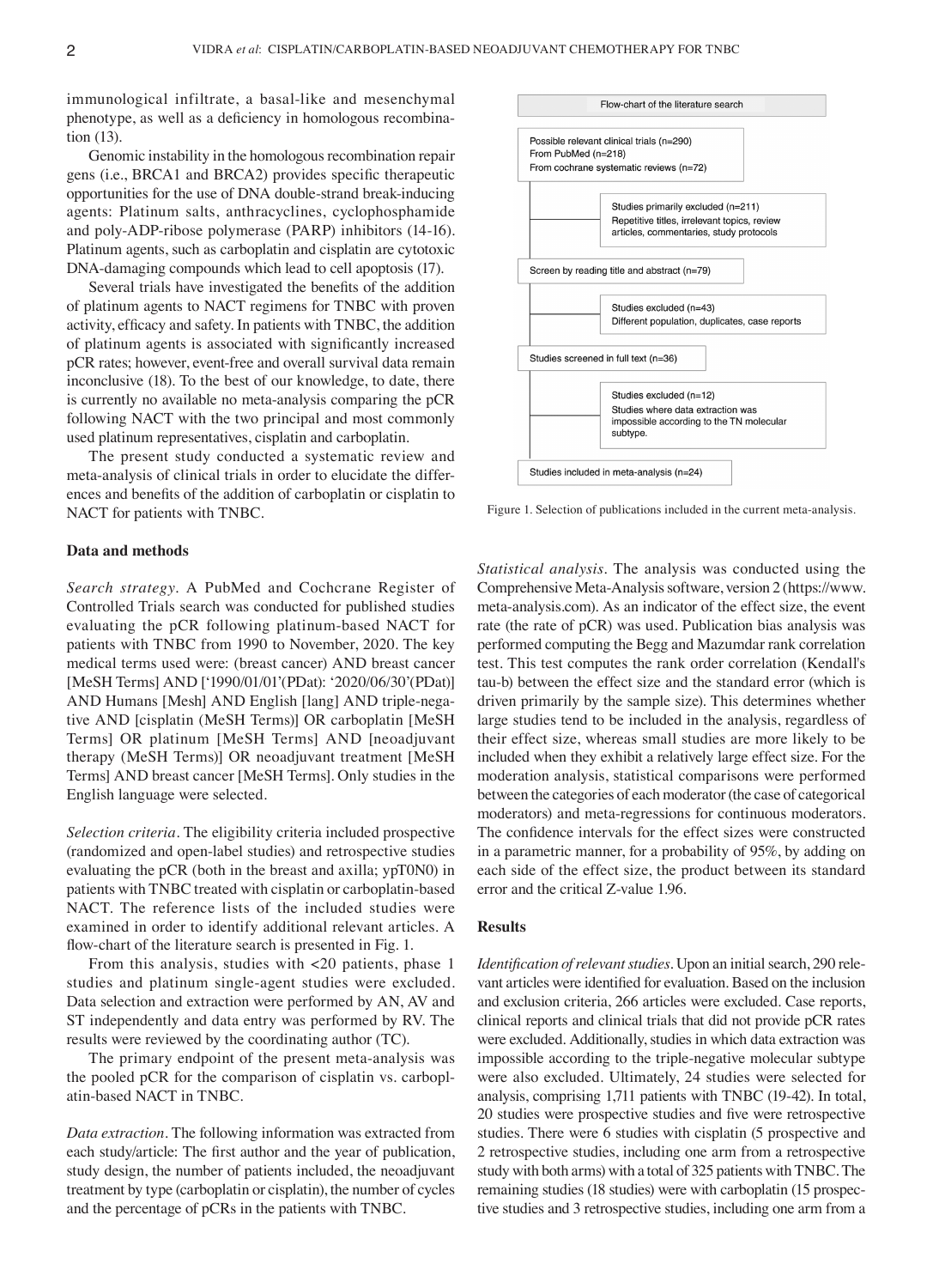immunological infiltrate, a basal-like and mesenchymal phenotype, as well as a deficiency in homologous recombination (13).

Genomic instability in the homologous recombination repair gens (i.e., BRCA1 and BRCA2) provides specific therapeutic opportunities for the use of DNA double-strand break-inducing agents: Platinum salts, anthracyclines, cyclophosphamide and poly-ADP-ribose polymerase (PARP) inhibitors (14-16). Platinum agents, such as carboplatin and cisplatin are cytotoxic DNA-damaging compounds which lead to cell apoptosis (17).

Several trials have investigated the benefits of the addition of platinum agents to NACT regimens for TNBC with proven activity, efficacy and safety. In patients with TNBC, the addition of platinum agents is associated with significantly increased pCR rates; however, event-free and overall survival data remain inconclusive (18). To the best of our knowledge, to date, there is currently no available no meta-analysis comparing the pCR following NACT with the two principal and most commonly used platinum representatives, cisplatin and carboplatin.

The present study conducted a systematic review and meta-analysis of clinical trials in order to elucidate the differences and benefits of the addition of carboplatin or cisplatin to NACT for patients with TNBC.

## Data and methods

*Search strategy.* A PubMed and Cochcrane Register of Controlled Trials search was conducted for published studies evaluating the pCR following platinum-based NACT for patients with TNBC from 1990 to November, 2020. The key medical terms used were: (breast cancer) AND breast cancer [MeSH Terms] AND ['1990/01/01'(PDat): '2020/06/30'(PDat)] AND Humans [Mesh] AND English [lang] AND triple-negative AND [cisplatin (MeSH Terms)] OR carboplatin [MeSH Terms] OR platinum [MeSH Terms] AND [neoadjuvant therapy (MeSH Terms)] OR neoadjuvant treatment [MeSH Terms] AND breast cancer [MeSH Terms]. Only studies in the English language were selected.

*Selection criteria.* The eligibility criteria included prospective (randomized and open-label studies) and retrospective studies evaluating the pCR (both in the breast and axilla; ypT0N0) in patients with TNBC treated with cisplatin or carboplatin-based NACT. The reference lists of the included studies were examined in order to identify additional relevant articles. A flow-chart of the literature search is presented in Fig. 1.

From this analysis, studies with <20 patients, phase 1 studies and platinum single-agent studies were excluded. Data selection and extraction were performed by AN, AV and ST independently and data entry was performed by RV. The results were reviewed by the coordinating author (TC).

The primary endpoint of the present meta-analysis was the pooled pCR for the comparison of cisplatin vs. carboplatin-based NACT in TNBC.

*Data extraction.* The following information was extracted from each study/article: The first author and the year of publication, study design, the number of patients included, the neoadjuvant treatment by type (carboplatin or cisplatin), the number of cycles and the percentage of pCRs in the patients with TNBC.

Flow-chart of the literature search

Possible relevant clinical trials (n=290)
From PubMed (n=218)
From cochrane systematic reviews (n=72)

Studies primarily excluded (n=211)
Repetitive titles, irrelevant topics, review articles, commentaries, study protocols

Screen by reading title and abstract (n=79)

Studies excluded (n=43)
Different population, duplicates, case reports

Studies screened in full text (n=36)

Studies excluded (n=12)
Studies where data extraction was impossible according to the TN molecular subtype.

Studies included in meta-analysis (n=24)

Figure 1. Selection of publications included in the current meta-analysis.

*Statistical analysis.* The analysis was conducted using the Comprehensive Meta-Analysis software, version 2 (https://www.meta-analysis.com). As an indicator of the effect size, the event rate (the rate of pCR) was used. Publication bias analysis was performed computing the Begg and Mazumdar rank correlation test. This test computes the rank order correlation (Kendall's tau-b) between the effect size and the standard error (which is driven primarily by the sample size). This determines whether large studies tend to be included in the analysis, regardless of their effect size, whereas small studies are more likely to be included when they exhibit a relatively large effect size. For the moderation analysis, statistical comparisons were performed between the categories of each moderator (the case of categorical moderators) and meta-regressions for continuous moderators. The confidence intervals for the effect sizes were constructed in a parametric manner, for a probability of 95%, by adding on each side of the effect size, the product between its standard error and the critical Z-value 1.96.

## Results

*Identification of relevant studies.* Upon an initial search, 290 relevant articles were identified for evaluation. Based on the inclusion and exclusion criteria, 266 articles were excluded. Case reports, clinical reports and clinical trials that did not provide pCR rates were excluded. Additionally, studies in which data extraction was impossible according to the triple-negative molecular subtype were also excluded. Ultimately, 24 studies were selected for analysis, comprising 1,711 patients with TNBC (19-42). In total, 20 studies were prospective studies and five were retrospective studies. There were 6 studies with cisplatin (5 prospective and 2 retrospective studies, including one arm from a retrospective study with both arms) with a total of 325 patients with TNBC. The remaining studies (18 studies) were with carboplatin (15 prospective studies and 3 retrospective studies, including one arm from a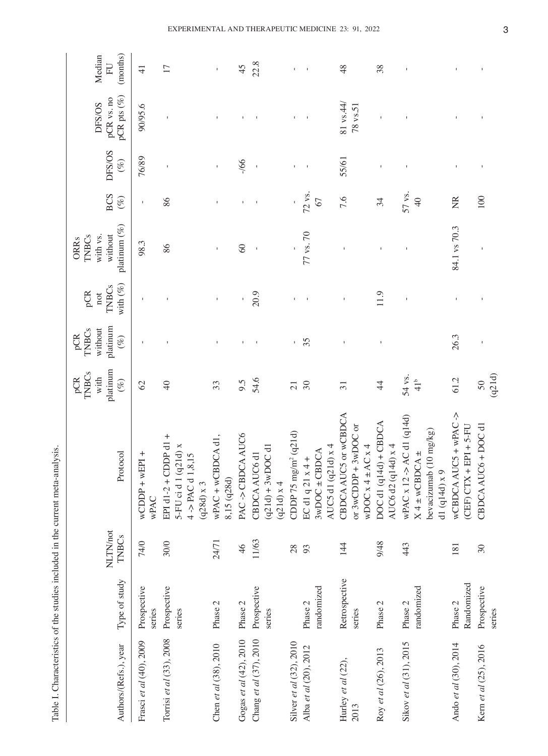Table I. Characteristics of the studies included in the current meta-analysis.

| Authors/(Refs.), year | Type of study | NLTN/not TNBCs | Protocol | pCR TNBCs with platinum (%) | pCR TNBCs without platinum (%) | pCR not TNBCs with (%) | ORRs TNBCs with vs. without platinum (%) | BCS (%) | DFS/OS (%) | DFS/OS pCR vs. no pCR pts (%) | Median FU (months) |
|---|---|---|---|---|---|---|---|---|---|---|---|
| Frasci *et al* (40), 2009 | Prospective series | 74/0 | wCDDP + wEPI + wPAC | 62 | - | - | 98.3 | - | 76/89 | 90/95.6 | 41 |
| Torrisi *et al* (33), 2008 | Prospective series | 30/0 | EPI d1-2 + CDDP d1 + 5-FU ci d 1 (q21d) x 4 -> PAC d 1,8,15 (q28d) x 3 | 40 | - | - | 86 | 86 | - | - | 17 |
| Chen *et al* (38), 2010 | Phase 2 | 24/71 | wPAC + wCBDCA d1, 8,15 (q28d) | 33 | - | - | - | - | - | - | - |
| Gogas *et al* (42), 2010 | Phase 2 | 46 | PAC -> CBDCA AUC6 | 9.5 | - | - | 60 | - | -/66 | - | 45 |
| Chang *et al* (37), 2010 | Prospective series | 11/63 | CBDCA AUC6 d1 (q21d) + 3wDOC d1 (q21d) x 4 | 54.6 | - | 20.9 | - | - | - | - | 22.8 |
| Silver *et al* (32), 2010 | | 28 | CDDP 75 mg/m² (q21d) | 21 | - | - | - | - | - | - | - |
| Alba *et al* (20), 2012 | Phase 2 randomized | 93 | EC d1 q 21 x 4 + 3wDOC ± CBDCA AUC5 d1 (q21d) x 4 | 30 | 35 | - | 77 vs. 70 | 72 vs. 67 | - | - | - |
| Hurley *et al* (22), 2013 | Retrospective series | 144 | CBDCA AUC5 or wCBDCA or 3wCDDP + 3wDOC or wDOC x 4 ± AC x 4 | 31 | - | - | - | 7.6 | 55/61 | 81 vs.44/ 78 vs.51 | 48 |
| Roy *et al* (26), 2013 | Phase 2 | 9/48 | DOC d1 (q14d) + CBDCA AUC6 d2 (q14d) x 4 | 44 | - | 11.9 | - | 34 | - | - | 38 |
| Sikov *et al* (31), 2015 | Phase 2 randomized | 443 | wPAC x 12 -> AC d1 (q14d) X 4 ± wCBDCA ± bevacizumab (10 mg/kg) d1 (q14d) x 9 | 54 vs. 41[b] | - | - | - | 57 vs. 40 | - | - | - |
| Ando *et al* (30), 2014 | Phase 2 Randomized | 181 | wCBDCA AUC5 + wPAC -> (CEF) CTX + EPI + 5-FU | 61.2 | 26.3 | - | 84.1 vs 70.3 | NR | - | - | - |
| Kern *et al* (25), 2016 | Prospective series | 30 | CBDCA AUC6 + DOC d1 | 50 (q21d) | - | - | - | 100 | - | - | - |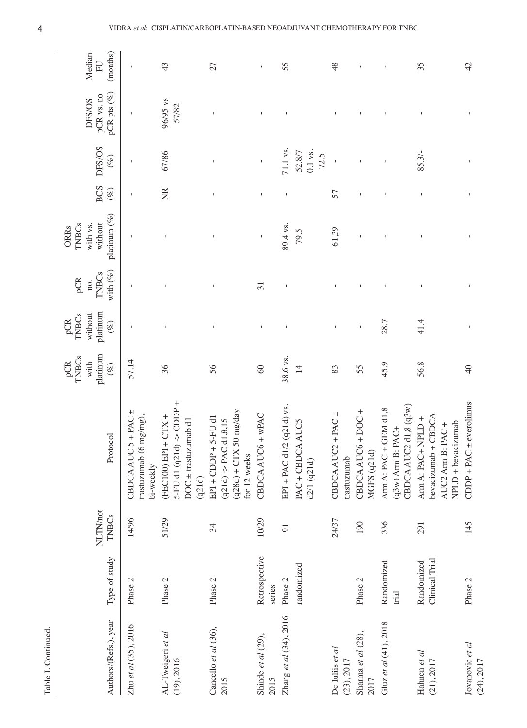Table I. Continued.

| Authors/(Refs.), year | Type of study | NLTN/not TNBCs | Protocol | pCR TNBCs with platinum (%) | pCR TNBCs without platinum (%) | pCR not TNBCs with (%) | ORRs TNBCs with vs. without platinum (%) | BCS (%) | DFS/OS (%) | DFS/OS pCR vs. no pCR pts (%) | Median FU (months) |
|---|---|---|---|---|---|---|---|---|---|---|---|
| Zhu *et al* (35), 2016 | Phase 2 | 14/96 | CBDCA AUC 5 + PAC ± trastuzumab (6 mg/mg), bi-weekly | 57.14 | - | - | - | - | - | - | - |
| AL-Tweigeri *et al* (19), 2016 | Phase 2 | 51/29 | (FEC100) EPI + CTX + 5-FU d1 (q21d) -> CDDP + DOC ± trastuzumab d1 (q21d) | 36 | - | - | - | NR | 67/86 | 96/95 vs 57/82 | 43 |
| Cancello *et al* (36), 2015 | Phase 2 | 34 | EPI + CDDP + 5-FU d1 (q21d) -> PAC d1,8,15 (q28d) + CTX 50 mg/day for 12 weeks | 56 | - | - | - | - | - | - | 27 |
| Shinde *et al* (29), 2015 | Retrospective series | 10/29 | CBDCA AUC6 + wPAC | 60 | - | 31 | - | - | - | - | - |
| Zhang *et al* (34), 2016 | Phase 2 randomized | 91 | EPI + PAC d1/2 (q21d) vs. PAC + CBDCA AUC5 d2/1 (q21d) | 38.6 vs. 14 | - | - | 89.4 vs. 79.5 | - | 71.1 vs. 52.8/7 0.1 vs. 72.5 | - | 55 |
| De Iuliis *et al* (23), 2017 | | 24/37 | CBDCA AUC2 + PAC ± trastuzumab | 83 | - | - | 61,39 | 57 | - | - | 48 |
| Sharma *et al* (28), 2017 | Phase 2 | 190 | CBDCA AUC6 + DOC + MGFS (q21d) | 55 | - | - | - | - | - | - | - |
| Gluz *et al* (41), 2018 | Randomized trial | 336 | Arm A: PAC + GEM d1,8 (q3w) Arm B: PAC+ CBDCA AUC2 d1,8 (q3w) | 45.9 | 28.7 | - | - | - | - | - | - |
| Hahnen *et al* (21), 2017 | Randomized Clinical Trial | 291 | Arm A: PAC+ NPLD + bevacizumab + CBDCA AUC2 Arm B: PAC + NPLD + bevacizumab | 56.8 | 41.4 | - | - | - | 85.3/- | - | 35 |
| Jovanovic *et al* (24), 2017 | Phase 2 | 145 | CDDP + PAC ± everolimus | 40 | - | - | - | - | - | - | 42 |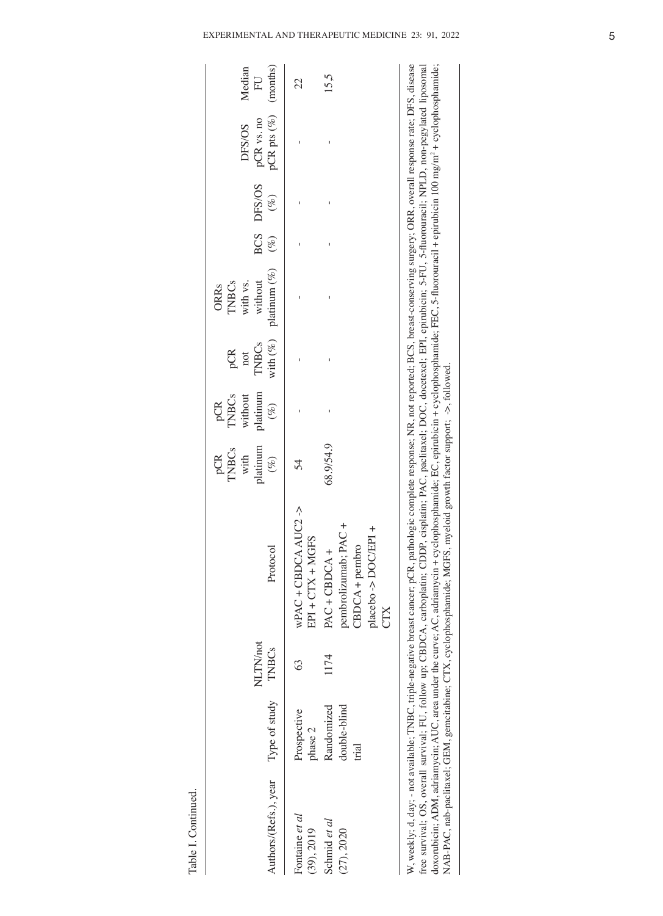Table I. Continued.

| Authors/(Refs.), year | Type of study | NLTN/not TNBCs | Protocol | pCR TNBCs with platinum (%) | pCR TNBCs without platinum (%) | pCR not TNBCs with (%) | ORRs TNBCs with vs. without platinum (%) | BCS (%) | DFS/OS (%) | DFS/OS pCR vs. no pCR pts (%) | Median FU (months) |
|---|---|---|---|---|---|---|---|---|---|---|---|
| Fontaine *et al* (39), 2019 | Prospective phase 2 | 63 | wPAC + CBDCA AUC2 -> EPI + CTX + MGFS | 54 | - | - | - | - | - | - | 22 |
| Schmid *et al* (27), 2020 | Randomized double-blind trial | 1174 | PAC + CBDCA + pembrolizumab; PAC + CBDCA + pembro placebo -> DOC/EPI + CTX | 68.9/54.9 | - | - | - | - | - | - | 15,5 |

W, weekly; d, day; - not available; TNBC, triple-negative breast cancer; pCR, pathologic complete response; NR, not reported; BCS, breast-conserving surgery; ORR, overall response rate; DFS, disease free survival; OS, overall survival; FU, follow up; CBDCA, carboplatin; CDDP, cisplatin; PAC, paclitaxel; DOC, docetexel; EPI, epirubicin; 5-FU, 5-fluorouracil; NPLD, non-pegylated liposomal doxorubicin; ADM, adriamycin; AUC, area under the curve; AC, adriamycin + cyclophosphamide; EC, epirubicin + cyclophosphamide; FEC, 5-fluorouracil + epirubicin 100 mg/m$^2$ + cyclophosphamide; NAB-PAC, nab-paclitaxel; GEM, gemcitabine; CTX, cyclophosphamide; MGFS, myeloid growth factor support; ->, followed.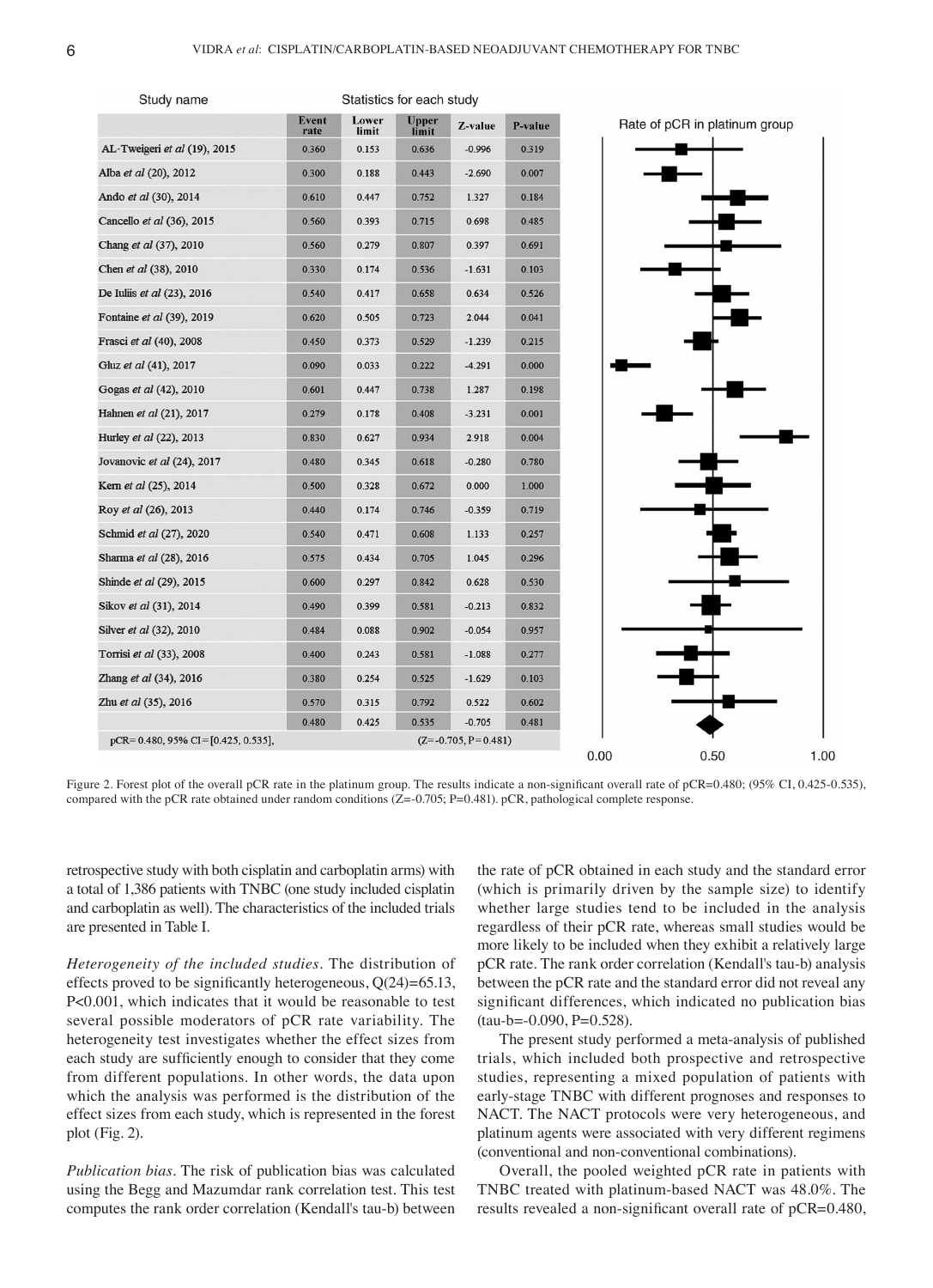| Study name | Event rate | Lower limit | Upper limit | Z-value | P-value |
|---|---|---|---|---|---|
| AL-Tweigeri *et al* (19), 2015 | 0.360 | 0.153 | 0.636 | -0.996 | 0.319 |
| Alba *et al* (20), 2012 | 0.300 | 0.188 | 0.443 | -2.690 | 0.007 |
| Ando *et al* (30), 2014 | 0.610 | 0.447 | 0.752 | 1.327 | 0.184 |
| Cancello *et al* (36), 2015 | 0.560 | 0.393 | 0.715 | 0.698 | 0.485 |
| Chang *et al* (37), 2010 | 0.560 | 0.279 | 0.807 | 0.397 | 0.691 |
| Chen *et al* (38), 2010 | 0.330 | 0.174 | 0.536 | -1.631 | 0.103 |
| De Iuliis *et al* (23), 2016 | 0.540 | 0.417 | 0.658 | 0.634 | 0.526 |
| Fontaine *et al* (39), 2019 | 0.620 | 0.505 | 0.723 | 2.044 | 0.041 |
| Frasci *et al* (40), 2008 | 0.450 | 0.373 | 0.529 | -1.239 | 0.215 |
| Gluz *et al* (41), 2017 | 0.090 | 0.033 | 0.222 | -4.291 | 0.000 |
| Gogas *et al* (42), 2010 | 0.601 | 0.447 | 0.738 | 1.287 | 0.198 |
| Hahnen *et al* (21), 2017 | 0.279 | 0.178 | 0.408 | -3.231 | 0.001 |
| Hurley *et al* (22), 2013 | 0.830 | 0.627 | 0.934 | 2.918 | 0.004 |
| Jovanovic *et al* (24), 2017 | 0.480 | 0.345 | 0.618 | -0.280 | 0.780 |
| Kern *et al* (25), 2014 | 0.500 | 0.328 | 0.672 | 0.000 | 1.000 |
| Roy *et al* (26), 2013 | 0.440 | 0.174 | 0.746 | -0.359 | 0.719 |
| Schmid *et al* (27), 2020 | 0.540 | 0.471 | 0.608 | 1.133 | 0.257 |
| Sharma *et al* (28), 2016 | 0.575 | 0.434 | 0.705 | 1.045 | 0.296 |
| Shinde *et al* (29), 2015 | 0.600 | 0.297 | 0.842 | 0.628 | 0.530 |
| Sikov *et al* (31), 2014 | 0.490 | 0.399 | 0.581 | -0.213 | 0.832 |
| Silver *et al* (32), 2010 | 0.484 | 0.088 | 0.902 | -0.054 | 0.957 |
| Torrisi *et al* (33), 2008 | 0.400 | 0.243 | 0.581 | -1.088 | 0.277 |
| Zhang *et al* (34), 2016 | 0.380 | 0.254 | 0.525 | -1.629 | 0.103 |
| Zhu *et al* (35), 2016 | 0.570 | 0.315 | 0.792 | 0.522 | 0.602 |
| | 0.480 | 0.425 | 0.535 | -0.705 | 0.481 |
| pCR= 0.480, 95% CI=[0.425, 0.535], | | | (Z=-0.705, P=0.481) | | |

Figure 2. Forest plot of the overall pCR rate in the platinum group. The results indicate a non-significant overall rate of pCR=0.480; (95% CI, 0.425-0.535), compared with the pCR rate obtained under random conditions (Z=-0.705; P=0.481). pCR, pathological complete response.

retrospective study with both cisplatin and carboplatin arms) with a total of 1,386 patients with TNBC (one study included cisplatin and carboplatin as well). The characteristics of the included trials are presented in Table I.

*Heterogeneity of the included studies.* The distribution of effects proved to be significantly heterogeneous, Q(24)=65.13, P<0.001, which indicates that it would be reasonable to test several possible moderators of pCR rate variability. The heterogeneity test investigates whether the effect sizes from each study are sufficiently enough to consider that they come from different populations. In other words, the data upon which the analysis was performed is the distribution of the effect sizes from each study, which is represented in the forest plot (Fig. 2).

*Publication bias.* The risk of publication bias was calculated using the Begg and Mazumdar rank correlation test. This test computes the rank order correlation (Kendall's tau-b) between the rate of pCR obtained in each study and the standard error (which is primarily driven by the sample size) to identify whether large studies tend to be included in the analysis regardless of their pCR rate, whereas small studies would be more likely to be included when they exhibit a relatively large pCR rate. The rank order correlation (Kendall's tau-b) analysis between the pCR rate and the standard error did not reveal any significant differences, which indicated no publication bias (tau-b=-0.090, P=0.528).

The present study performed a meta-analysis of published trials, which included both prospective and retrospective studies, representing a mixed population of patients with early-stage TNBC with different prognoses and responses to NACT. The NACT protocols were very heterogeneous, and platinum agents were associated with very different regimens (conventional and non-conventional combinations).

Overall, the pooled weighted pCR rate in patients with TNBC treated with platinum-based NACT was 48.0%. The results revealed a non-significant overall rate of pCR=0.480,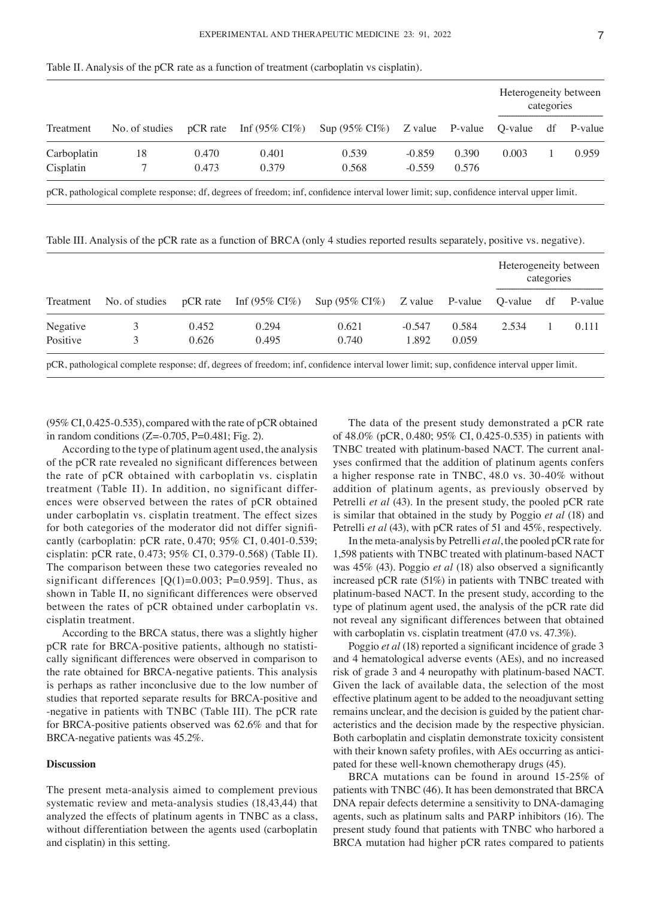Table II. Analysis of the pCR rate as a function of treatment (carboplatin vs cisplatin).

| | | | | | | | Heterogeneity between categories | | |
|---|---|---|---|---|---|---|---|---|---|
| Treatment | No. of studies | pCR rate | Inf (95% CI%) | Sup (95% CI%) | Z value | P-value | Q-value | df | P-value |
| Carboplatin | 18 | 0.470 | 0.401 | 0.539 | -0.859 | 0.390 | 0.003 | 1 | 0.959 |
| Cisplatin | 7 | 0.473 | 0.379 | 0.568 | -0.559 | 0.576 | | | |

pCR, pathological complete response; df, degrees of freedom; inf, confidence interval lower limit; sup, confidence interval upper limit.

Table III. Analysis of the pCR rate as a function of BRCA (only 4 studies reported results separately, positive vs. negative).

| | | | | | | | Heterogeneity between categories | | |
|---|---|---|---|---|---|---|---|---|---|
| Treatment | No. of studies | pCR rate | Inf (95% CI%) | Sup (95% CI%) | Z value | P-value | Q-value | df | P-value |
| Negative | 3 | 0.452 | 0.294 | 0.621 | -0.547 | 0.584 | 2.534 | 1 | 0.111 |
| Positive | 3 | 0.626 | 0.495 | 0.740 | 1.892 | 0.059 | | | |

pCR, pathological complete response; df, degrees of freedom; inf, confidence interval lower limit; sup, confidence interval upper limit.

(95% CI, 0.425-0.535), compared with the rate of pCR obtained in random conditions (Z=-0.705, P=0.481; Fig. 2).

According to the type of platinum agent used, the analysis of the pCR rate revealed no significant differences between the rate of pCR obtained with carboplatin vs. cisplatin treatment (Table II). In addition, no significant differences were observed between the rates of pCR obtained under carboplatin vs. cisplatin treatment. The effect sizes for both categories of the moderator did not differ significantly (carboplatin: pCR rate, 0.470; 95% CI, 0.401-0.539; cisplatin: pCR rate, 0.473; 95% CI, 0.379-0.568) (Table II). The comparison between these two categories revealed no significant differences [Q(1)=0.003; P=0.959]. Thus, as shown in Table II, no significant differences were observed between the rates of pCR obtained under carboplatin vs. cisplatin treatment.

According to the BRCA status, there was a slightly higher pCR rate for BRCA-positive patients, although no statistically significant differences were observed in comparison to the rate obtained for BRCA-negative patients. This analysis is perhaps as rather inconclusive due to the low number of studies that reported separate results for BRCA-positive and -negative in patients with TNBC (Table III). The pCR rate for BRCA-positive patients observed was 62.6% and that for BRCA-negative patients was 45.2%.

## Discussion

The present meta-analysis aimed to complement previous systematic review and meta-analysis studies (18,43,44) that analyzed the effects of platinum agents in TNBC as a class, without differentiation between the agents used (carboplatin and cisplatin) in this setting.

The data of the present study demonstrated a pCR rate of 48.0% (pCR, 0.480; 95% CI, 0.425-0.535) in patients with TNBC treated with platinum-based NACT. The current analyses confirmed that the addition of platinum agents confers a higher response rate in TNBC, 48.0 vs. 30-40% without addition of platinum agents, as previously observed by Petrelli *et al* (43). In the present study, the pooled pCR rate is similar that obtained in the study by Poggio *et al* (18) and Petrelli *et al* (43), with pCR rates of 51 and 45%, respectively.

In the meta-analysis by Petrelli *et al*, the pooled pCR rate for 1,598 patients with TNBC treated with platinum-based NACT was 45% (43). Poggio *et al* (18) also observed a significantly increased pCR rate (51%) in patients with TNBC treated with platinum-based NACT. In the present study, according to the type of platinum agent used, the analysis of the pCR rate did not reveal any significant differences between that obtained with carboplatin vs. cisplatin treatment (47.0 vs. 47.3%).

Poggio *et al* (18) reported a significant incidence of grade 3 and 4 hematological adverse events (AEs), and no increased risk of grade 3 and 4 neuropathy with platinum-based NACT. Given the lack of available data, the selection of the most effective platinum agent to be added to the neoadjuvant setting remains unclear, and the decision is guided by the patient characteristics and the decision made by the respective physician. Both carboplatin and cisplatin demonstrate toxicity consistent with their known safety profiles, with AEs occurring as anticipated for these well-known chemotherapy drugs (45).

BRCA mutations can be found in around 15-25% of patients with TNBC (46). It has been demonstrated that BRCA DNA repair defects determine a sensitivity to DNA-damaging agents, such as platinum salts and PARP inhibitors (16). The present study found that patients with TNBC who harbored a BRCA mutation had higher pCR rates compared to patients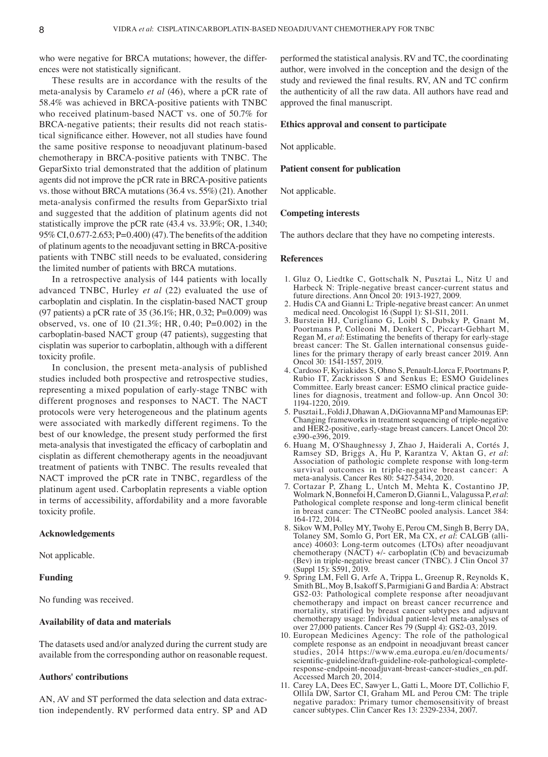who were negative for BRCA mutations; however, the differences were not statistically significant.

These results are in accordance with the results of the meta-analysis by Caramelo *et al* (46), where a pCR rate of 58.4% was achieved in BRCA-positive patients with TNBC who received platinum-based NACT vs. one of 50.7% for BRCA-negative patients; their results did not reach statistical significance either. However, not all studies have found the same positive response to neoadjuvant platinum-based chemotherapy in BRCA-positive patients with TNBC. The GeparSixto trial demonstrated that the addition of platinum agents did not improve the pCR rate in BRCA-positive patients vs. those without BRCA mutations (36.4 vs. 55%) (21). Another meta-analysis confirmed the results from GeparSixto trial and suggested that the addition of platinum agents did not statistically improve the pCR rate (43.4 vs. 33.9%; OR, 1.340; 95% CI, 0.677-2.653; P=0.400) (47). The benefits of the addition of platinum agents to the neoadjuvant setting in BRCA-positive patients with TNBC still needs to be evaluated, considering the limited number of patients with BRCA mutations.

In a retrospective analysis of 144 patients with locally advanced TNBC, Hurley *et al* (22) evaluated the use of carboplatin and cisplatin. In the cisplatin-based NACT group (97 patients) a pCR rate of 35 (36.1%; HR, 0.32; P=0.009) was observed, vs. one of 10 (21.3%; HR, 0.40; P=0.002) in the carboplatin-based NACT group (47 patients), suggesting that cisplatin was superior to carboplatin, although with a different toxicity profile.

In conclusion, the present meta-analysis of published studies included both prospective and retrospective studies, representing a mixed population of early-stage TNBC with different prognoses and responses to NACT. The NACT protocols were very heterogeneous and the platinum agents were associated with markedly different regimens. To the best of our knowledge, the present study performed the first meta-analysis that investigated the efficacy of carboplatin and cisplatin as different chemotherapy agents in the neoadjuvant treatment of patients with TNBC. The results revealed that NACT improved the pCR rate in TNBC, regardless of the platinum agent used. Carboplatin represents a viable option in terms of accessibility, affordability and a more favorable toxicity profile.

## Acknowledgements

Not applicable.

## Funding

No funding was received.

## Availability of data and materials

The datasets used and/or analyzed during the current study are available from the corresponding author on reasonable request.

## Authors' contributions

AN, AV and ST performed the data selection and data extraction independently. RV performed data entry. SP and AD performed the statistical analysis. RV and TC, the coordinating author, were involved in the conception and the design of the study and reviewed the final results. RV, AN and TC confirm the authenticity of all the raw data. All authors have read and approved the final manuscript.

## Ethics approval and consent to participate

Not applicable.

## Patient consent for publication

Not applicable.

## Competing interests

The authors declare that they have no competing interests.

## References

1. Gluz O, Liedtke C, Gottschalk N, Pusztai L, Nitz U and Harbeck N: Triple-negative breast cancer-current status and future directions. Ann Oncol 20: 1913-1927, 2009.
2. Hudis CA and Gianni L: Triple-negative breast cancer: An unmet medical need. Oncologist 16 (Suppl 1): S1-S11, 2011.
3. Burstein HJ, Curigliano G, Loibl S, Dubsky P, Gnant M, Poortmans P, Colleoni M, Denkert C, Piccart-Gebhart M, Regan M, *et al*: Estimating the benefits of therapy for early-stage breast cancer: The St. Gallen international consensus guidelines for the primary therapy of early breast cancer 2019. Ann Oncol 30: 1541-1557, 2019.
4. Cardoso F, Kyriakides S, Ohno S, Penault-Llorca F, Poortmans P, Rubio IT, Zackrisson S and Senkus E; ESMO Guidelines Committee. Early breast cancer: ESMO clinical practice guidelines for diagnosis, treatment and follow-up. Ann Oncol 30: 1194-1220, 2019.
5. Pusztai L, Foldi J, Dhawan A, DiGiovanna MP and Mamounas EP: Changing frameworks in treatment sequencing of triple-negative and HER2-positive, early-stage breast cancers. Lancet Oncol 20: e390-e396, 2019.
6. Huang M, O'Shaughnessy J, Zhao J, Haiderali A, Cortés J, Ramsey SD, Briggs A, Hu P, Karantza V, Aktan G, *et al*: Association of pathologic complete response with long-term survival outcomes in triple-negative breast cancer: A meta-analysis. Cancer Res 80: 5427-5434, 2020.
7. Cortazar P, Zhang L, Untch M, Mehta K, Costantino JP, Wolmark N, Bonnefoi H, Cameron D, Gianni L, Valagussa P, *et al*: Pathological complete response and long-term clinical benefit in breast cancer: The CTNeoBC pooled analysis. Lancet 384: 164-172, 2014.
8. Sikov WM, Polley MY, Twohy E, Perou CM, Singh B, Berry DA, Tolaney SM, Somlo G, Port ER, Ma CX, *et al*: CALGB (alliance) 40603: Long-term outcomes (LTOs) after neoadjuvant chemotherapy (NACT) +/- carboplatin (Cb) and bevacizumab (Bev) in triple-negative breast cancer (TNBC). J Clin Oncol 37 (Suppl 15): S591, 2019.
9. Spring LM, Fell G, Arfe A, Trippa L, Greenup R, Reynolds K, Smith BL, Moy B, Isakoff S, Parmigiani G and Bardia A: Abstract GS2-03: Pathological complete response after neoadjuvant chemotherapy and impact on breast cancer recurrence and mortality, stratified by breast cancer subtypes and adjuvant chemotherapy usage: Individual patient-level meta-analyses of over 27,000 patients. Cancer Res 79 (Suppl 4): GS2-03, 2019.
10. European Medicines Agency: The role of the pathological complete response as an endpoint in neoadjuvant breast cancer studies, 2014 https://www.ema.europa.eu/en/documents/scientific-guideline/draft-guideline-role-pathological-complete-response-endpoint-neoadjuvant-breast-cancer-studies_en.pdf. Accessed March 20, 2014.
11. Carey LA, Dees EC, Sawyer L, Gatti L, Moore DT, Collichio F, Ollila DW, Sartor CI, Graham ML and Perou CM: The triple negative paradox: Primary tumor chemosensitivity of breast cancer subtypes. Clin Cancer Res 13: 2329-2334, 2007.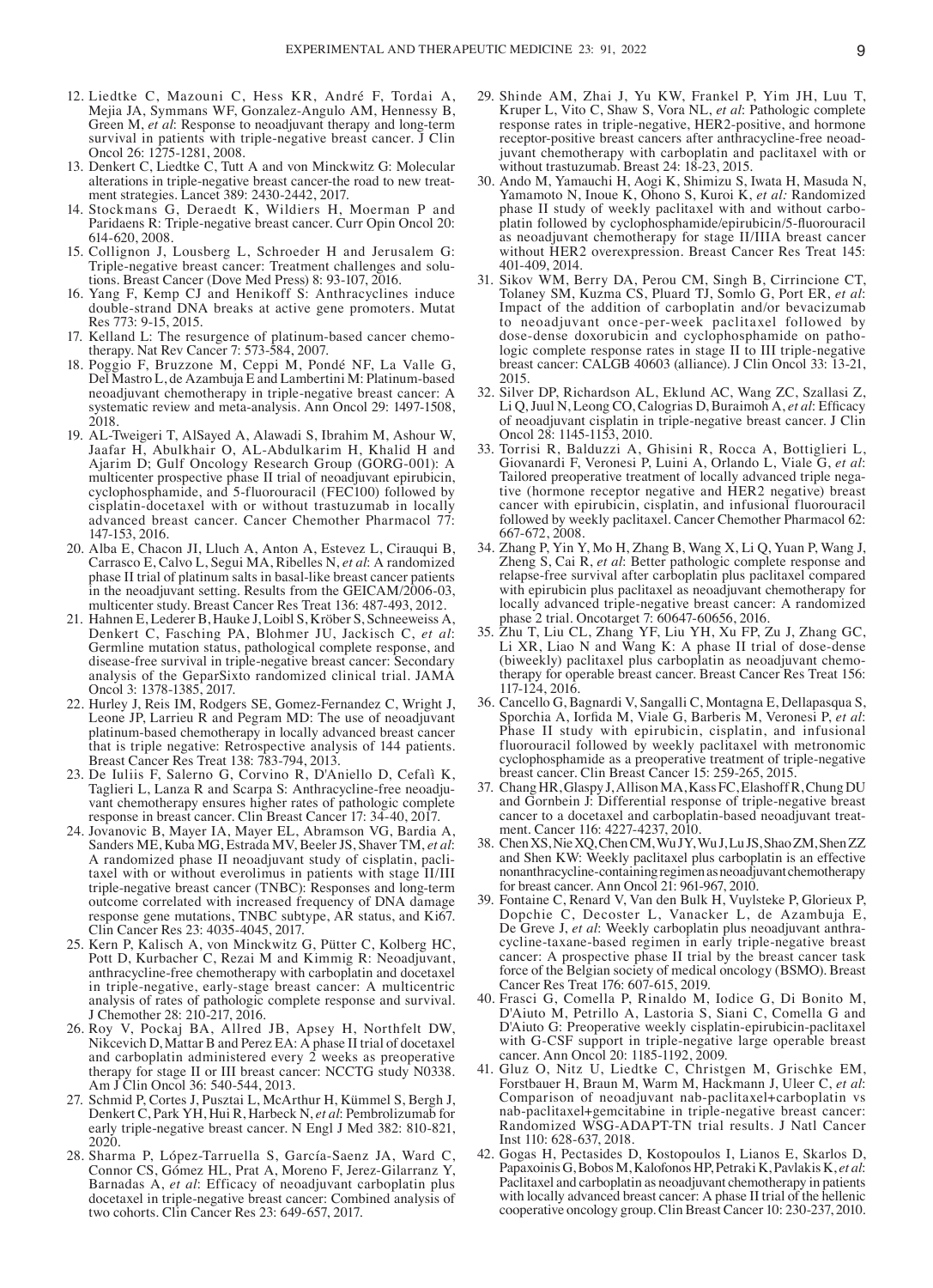12. Liedtke C, Mazouni C, Hess KR, André F, Tordai A, Mejia JA, Symmans WF, Gonzalez-Angulo AM, Hennessy B, Green M, *et al*: Response to neoadjuvant therapy and long-term survival in patients with triple-negative breast cancer. J Clin Oncol 26: 1275-1281, 2008.
13. Denkert C, Liedtke C, Tutt A and von Minckwitz G: Molecular alterations in triple-negative breast cancer-the road to new treatment strategies. Lancet 389: 2430-2442, 2017.
14. Stockmans G, Deraedt K, Wildiers H, Moerman P and Paridaens R: Triple-negative breast cancer. Curr Opin Oncol 20: 614-620, 2008.
15. Collignon J, Lousberg L, Schroeder H and Jerusalem G: Triple-negative breast cancer: Treatment challenges and solutions. Breast Cancer (Dove Med Press) 8: 93-107, 2016.
16. Yang F, Kemp CJ and Henikoff S: Anthracyclines induce double-strand DNA breaks at active gene promoters. Mutat Res 773: 9-15, 2015.
17. Kelland L: The resurgence of platinum-based cancer chemotherapy. Nat Rev Cancer 7: 573-584, 2007.
18. Poggio F, Bruzzone M, Ceppi M, Pondé NF, La Valle G, Del Mastro L, de Azambuja E and Lambertini M: Platinum-based neoadjuvant chemotherapy in triple-negative breast cancer: A systematic review and meta-analysis. Ann Oncol 29: 1497-1508, 2018.
19. AL-Tweigeri T, AlSayed A, Alawadi S, Ibrahim M, Ashour W, Jaafar H, Abulkhair O, AL-Abdulkarim H, Khalid H and Ajarim D; Gulf Oncology Research Group (GORG-001): A multicenter prospective phase II trial of neoadjuvant epirubicin, cyclophosphamide, and 5-fluorouracil (FEC100) followed by cisplatin-docetaxel with or without trastuzumab in locally advanced breast cancer. Cancer Chemother Pharmacol 77: 147-153, 2016.
20. Alba E, Chacon JI, Lluch A, Anton A, Estevez L, Cirauqui B, Carrasco E, Calvo L, Segui MA, Ribelles N, *et al*: A randomized phase II trial of platinum salts in basal-like breast cancer patients in the neoadjuvant setting. Results from the GEICAM/2006-03, multicenter study. Breast Cancer Res Treat 136: 487-493, 2012.
21. Hahnen E, Lederer B, Hauke J, Loibl S, Kröber S, Schneeweiss A, Denkert C, Fasching PA, Blohmer JU, Jackisch C, *et al*: Germline mutation status, pathological complete response, and disease-free survival in triple-negative breast cancer: Secondary analysis of the GeparSixto randomized clinical trial. JAMA Oncol 3: 1378-1385, 2017.
22. Hurley J, Reis IM, Rodgers SE, Gomez-Fernandez C, Wright J, Leone JP, Larrieu R and Pegram MD: The use of neoadjuvant platinum-based chemotherapy in locally advanced breast cancer that is triple negative: Retrospective analysis of 144 patients. Breast Cancer Res Treat 138: 783-794, 2013.
23. De Iuliis F, Salerno G, Corvino R, D'Aniello D, Cefalì K, Taglieri L, Lanza R and Scarpa S: Anthracycline-free neoadjuvant chemotherapy ensures higher rates of pathologic complete response in breast cancer. Clin Breast Cancer 17: 34-40, 2017.
24. Jovanovic B, Mayer IA, Mayer EL, Abramson VG, Bardia A, Sanders ME, Kuba MG, Estrada MV, Beeler JS, Shaver TM, *et al*: A randomized phase II neoadjuvant study of cisplatin, paclitaxel with or without everolimus in patients with stage II/III triple-negative breast cancer (TNBC): Responses and long-term outcome correlated with increased frequency of DNA damage response gene mutations, TNBC subtype, AR status, and Ki67. Clin Cancer Res 23: 4035-4045, 2017.
25. Kern P, Kalisch A, von Minckwitz G, Pütter C, Kolberg HC, Pott D, Kurbacher C, Rezai M and Kimmig R: Neoadjuvant, anthracycline-free chemotherapy with carboplatin and docetaxel in triple-negative, early-stage breast cancer: A multicentric analysis of rates of pathologic complete response and survival. J Chemother 28: 210-217, 2016.
26. Roy V, Pockaj BA, Allred JB, Apsey H, Northfelt DW, Nikcevich D, Mattar B and Perez EA: A phase II trial of docetaxel and carboplatin administered every 2 weeks as preoperative therapy for stage II or III breast cancer: NCCTG study N0338. Am J Clin Oncol 36: 540-544, 2013.
27. Schmid P, Cortes J, Pusztai L, McArthur H, Kümmel S, Bergh J, Denkert C, Park YH, Hui R, Harbeck N, *et al*: Pembrolizumab for early triple-negative breast cancer. N Engl J Med 382: 810-821, 2020.
28. Sharma P, López-Tarruella S, García-Saenz JA, Ward C, Connor CS, Gómez HL, Prat A, Moreno F, Jerez-Gilarranz Y, Barnadas A, *et al*: Efficacy of neoadjuvant carboplatin plus docetaxel in triple-negative breast cancer: Combined analysis of two cohorts. Clin Cancer Res 23: 649-657, 2017.
29. Shinde AM, Zhai J, Yu KW, Frankel P, Yim JH, Luu T, Kruper L, Vito C, Shaw S, Vora NL, *et al*: Pathologic complete response rates in triple-negative, HER2-positive, and hormone receptor-positive breast cancers after anthracycline-free neoadjuvant chemotherapy with carboplatin and paclitaxel with or without trastuzumab. Breast 24: 18-23, 2015.
30. Ando M, Yamauchi H, Aogi K, Shimizu S, Iwata H, Masuda N, Yamamoto N, Inoue K, Ohono S, Kuroi K, *et al:* Randomized phase II study of weekly paclitaxel with and without carboplatin followed by cyclophosphamide/epirubicin/5-fluorouracil as neoadjuvant chemotherapy for stage II/IIIA breast cancer without HER2 overexpression. Breast Cancer Res Treat 145: 401-409, 2014.
31. Sikov WM, Berry DA, Perou CM, Singh B, Cirrincione CT, Tolaney SM, Kuzma CS, Pluard TJ, Somlo G, Port ER, *et al*: Impact of the addition of carboplatin and/or bevacizumab to neoadjuvant once-per-week paclitaxel followed by dose-dense doxorubicin and cyclophosphamide on pathologic complete response rates in stage II to III triple-negative breast cancer: CALGB 40603 (alliance). J Clin Oncol 33: 13-21, 2015.
32. Silver DP, Richardson AL, Eklund AC, Wang ZC, Szallasi Z, Li Q, Juul N, Leong CO, Calogrias D, Buraimoh A, *et al*: Efficacy of neoadjuvant cisplatin in triple-negative breast cancer. J Clin Oncol 28: 1145-1153, 2010.
33. Torrisi R, Balduzzi A, Ghisini R, Rocca A, Bottiglieri L, Giovanardi F, Veronesi P, Luini A, Orlando L, Viale G, *et al*: Tailored preoperative treatment of locally advanced triple negative (hormone receptor negative and HER2 negative) breast cancer with epirubicin, cisplatin, and infusional fluorouracil followed by weekly paclitaxel. Cancer Chemother Pharmacol 62: 667-672, 2008.
34. Zhang P, Yin Y, Mo H, Zhang B, Wang X, Li Q, Yuan P, Wang J, Zheng S, Cai R, *et al*: Better pathologic complete response and relapse-free survival after carboplatin plus paclitaxel compared with epirubicin plus paclitaxel as neoadjuvant chemotherapy for locally advanced triple-negative breast cancer: A randomized phase 2 trial. Oncotarget 7: 60647-60656, 2016.
35. Zhu T, Liu CL, Zhang YF, Liu YH, Xu FP, Zu J, Zhang GC, Li XR, Liao N and Wang K: A phase II trial of dose-dense (biweekly) paclitaxel plus carboplatin as neoadjuvant chemotherapy for operable breast cancer. Breast Cancer Res Treat 156: 117-124, 2016.
36. Cancello G, Bagnardi V, Sangalli C, Montagna E, Dellapasqua S, Sporchia A, Iorfida M, Viale G, Barberis M, Veronesi P, *et al*: Phase II study with epirubicin, cisplatin, and infusional fluorouracil followed by weekly paclitaxel with metronomic cyclophosphamide as a preoperative treatment of triple-negative breast cancer. Clin Breast Cancer 15: 259-265, 2015.
37. Chang HR, Glaspy J, Allison MA, Kass FC, Elashoff R, Chung DU and Gornbein J: Differential response of triple-negative breast cancer to a docetaxel and carboplatin-based neoadjuvant treatment. Cancer 116: 4227-4237, 2010.
38. Chen XS, Nie XQ, Chen CM, Wu JY, Wu J, Lu JS, Shao ZM, Shen ZZ and Shen KW: Weekly paclitaxel plus carboplatin is an effective nonanthracycline-containing regimen as neoadjuvant chemotherapy for breast cancer. Ann Oncol 21: 961-967, 2010.
39. Fontaine C, Renard V, Van den Bulk H, Vuylsteke P, Glorieux P, Dopchie C, Decoster L, Vanacker L, de Azambuja E, De Greve J, *et al*: Weekly carboplatin plus neoadjuvant anthracycline-taxane-based regimen in early triple-negative breast cancer: A prospective phase II trial by the breast cancer task force of the Belgian society of medical oncology (BSMO). Breast Cancer Res Treat 176: 607-615, 2019.
40. Frasci G, Comella P, Rinaldo M, Iodice G, Di Bonito M, D'Aiuto M, Petrillo A, Lastoria S, Siani C, Comella G and D'Aiuto G: Preoperative weekly cisplatin-epirubicin-paclitaxel with G-CSF support in triple-negative large operable breast cancer. Ann Oncol 20: 1185-1192, 2009.
41. Gluz O, Nitz U, Liedtke C, Christgen M, Grischke EM, Forstbauer H, Braun M, Warm M, Hackmann J, Uleer C, *et al*: Comparison of neoadjuvant nab-paclitaxel+carboplatin vs nab-paclitaxel+gemcitabine in triple-negative breast cancer: Randomized WSG-ADAPT-TN trial results. J Natl Cancer Inst 110: 628-637, 2018.
42. Gogas H, Pectasides D, Kostopoulos I, Lianos E, Skarlos D, Papaxoinis G, Bobos M, Kalofonos HP, Petraki K, Pavlakis K, *et al*: Paclitaxel and carboplatin as neoadjuvant chemotherapy in patients with locally advanced breast cancer: A phase II trial of the hellenic cooperative oncology group. Clin Breast Cancer 10: 230-237, 2010.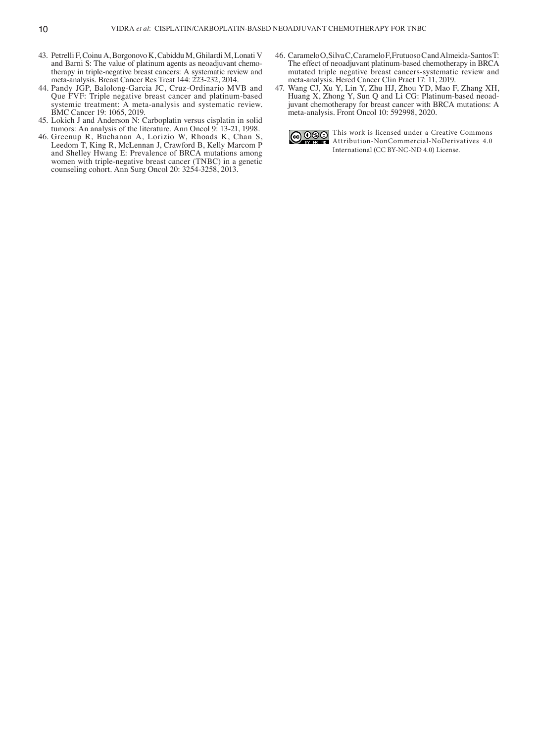43. Petrelli F, Coinu A, Borgonovo K, Cabiddu M, Ghilardi M, Lonati V and Barni S: The value of platinum agents as neoadjuvant chemotherapy in triple-negative breast cancers: A systematic review and meta-analysis. Breast Cancer Res Treat 144: 223-232, 2014.
44. Pandy JGP, Balolong-Garcia JC, Cruz-Ordinario MVB and Que FVF: Triple negative breast cancer and platinum-based systemic treatment: A meta-analysis and systematic review. BMC Cancer 19: 1065, 2019.
45. Lokich J and Anderson N: Carboplatin versus cisplatin in solid tumors: An analysis of the literature. Ann Oncol 9: 13-21, 1998.
46. Greenup R, Buchanan A, Lorizio W, Rhoads K, Chan S, Leedom T, King R, McLennan J, Crawford B, Kelly Marcom P and Shelley Hwang E: Prevalence of BRCA mutations among women with triple-negative breast cancer (TNBC) in a genetic counseling cohort. Ann Surg Oncol 20: 3254-3258, 2013.
46. Caramelo O, Silva C, Caramelo F, Frutuoso C and Almeida-Santos T: The effect of neoadjuvant platinum-based chemotherapy in BRCA mutated triple negative breast cancers-systematic review and meta-analysis. Hered Cancer Clin Pract 17: 11, 2019.
47. Wang CJ, Xu Y, Lin Y, Zhu HJ, Zhou YD, Mao F, Zhang XH, Huang X, Zhong Y, Sun Q and Li CG: Platinum-based neoadjuvant chemotherapy for breast cancer with BRCA mutations: A meta-analysis. Front Oncol 10: 592998, 2020.

This work is licensed under a Creative Commons Attribution-NonCommercial-NoDerivatives 4.0 International (CC BY-NC-ND 4.0) License.